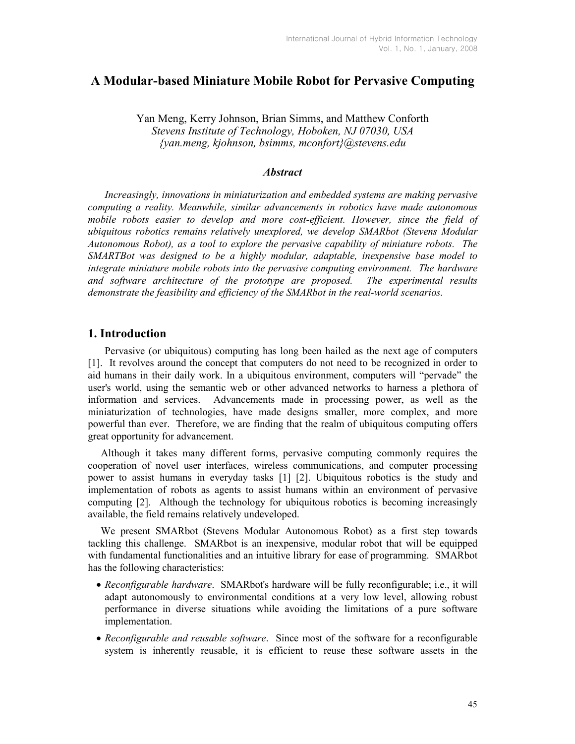# A Modular-based Miniature Mobile Robot for Pervasive Computing

Yan Meng, Kerry Johnson, Brian Simms, and Matthew Conforth

*Stevens Institute of Technology, Hoboken, NJ 07030, USA*

*{yan.meng, kjohnson, bsimms, mconfort}@stevens.edu*

### *Abstract*

*Increasingly, innovations in miniaturization and embedded systems are making pervasive computing a reality. Meanwhile, similar advancements in robotics have made autonomous mobile robots easier to develop and more cost-efficient. However, since the field of ubiquitous robotics remains relatively unexplored, we develop SMARbot (Stevens Modular Autonomous Robot), as a tool to explore the pervasive capability of miniature robots. The SMARTBot was designed to be a highly modular, adaptable, inexpensive base model to integrate miniature mobile robots into the pervasive computing environment. The hardware and software architecture of the prototype are proposed. The experimental results demonstrate the feasibility and efficiency of the SMARbot in the real-world scenarios.*

## 1. Introduction

Pervasive (or ubiquitous) computing has long been hailed as the next age of computers [1]. It revolves around the concept that computers do not need to be recognized in order to aid humans in their daily work. In a ubiquitous environment, computers will "pervade" the user's world, using the semantic web or other advanced networks to harness a plethora of information and services. Advancements made in processing power, as well as the miniaturization of technologies, have made designs smaller, more complex, and more powerful than ever. Therefore, we are finding that the realm of ubiquitous computing offers great opportunity for advancement.

Although it takes many different forms, pervasive computing commonly requires the cooperation of novel user interfaces, wireless communications, and computer processing power to assist humans in everyday tasks [1] [2]. Ubiquitous robotics is the study and implementation of robots as agents to assist humans within an environment of pervasive computing [2]. Although the technology for ubiquitous robotics is becoming increasingly available, the field remains relatively undeveloped.

We present SMARbot (Stevens Modular Autonomous Robot) as a first step towards tackling this challenge. SMARbot is an inexpensive, modular robot that will be equipped with fundamental functionalities and an intuitive library for ease of programming. SMARbot has the following characteristics:

- *Reconfigurable hardware*. SMARbot's hardware will be fully reconfigurable; i.e., it will adapt autonomously to environmental conditions at a very low level, allowing robust performance in diverse situations while avoiding the limitations of a pure software implementation.
- *Reconfigurable and reusable software*. Since most of the software for a reconfigurable system is inherently reusable, it is efficient to reuse these software assets in the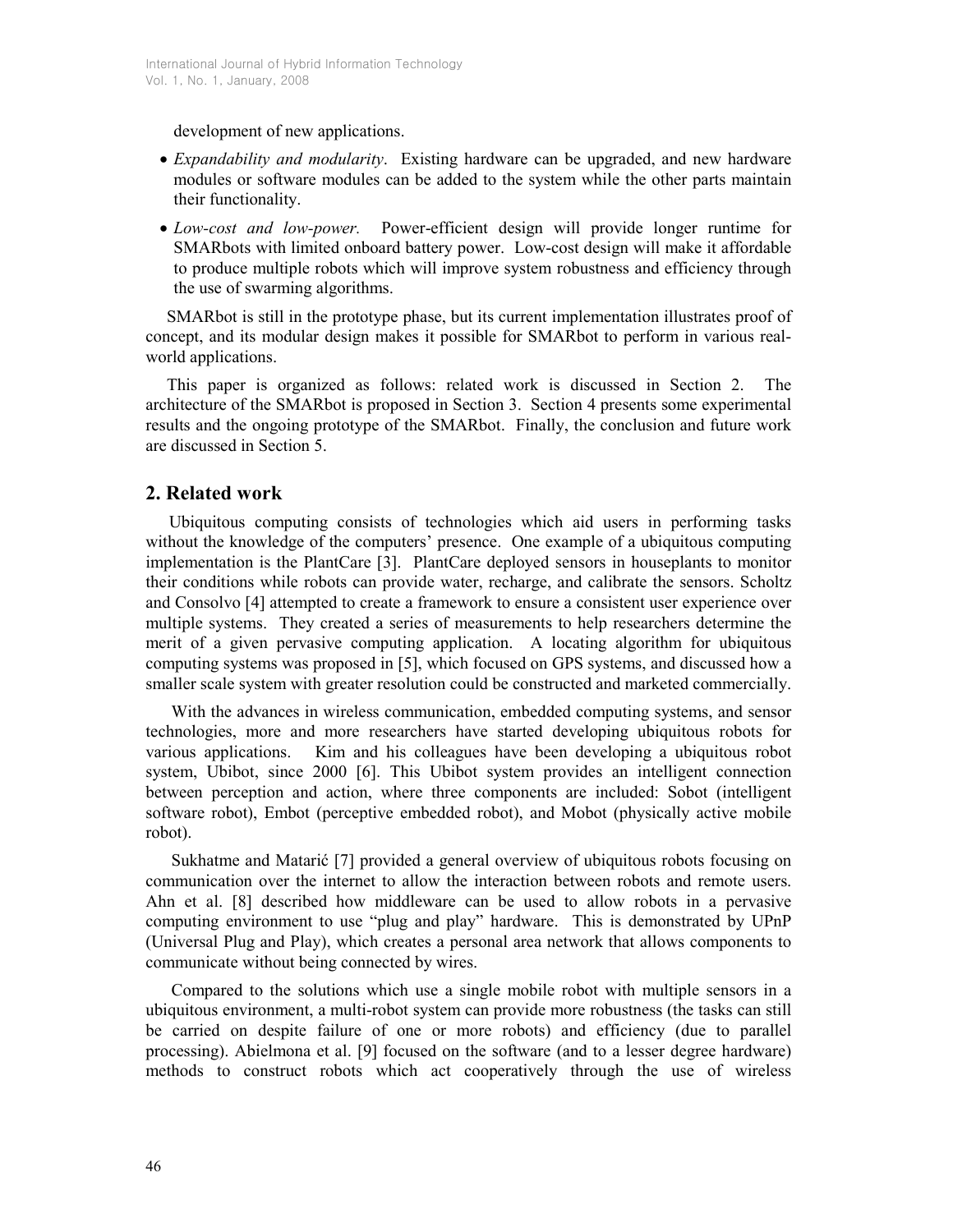development of new applications.

- *Expandability and modularity*. Existing hardware can be upgraded, and new hardware modules or software modules can be added to the system while the other parts maintain their functionality.
- *Low-cost and low-power.* Power-efficient design will provide longer runtime for SMARbots with limited onboard battery power. Low-cost design will make it affordable to produce multiple robots which will improve system robustness and efficiency through the use of swarming algorithms.

SMARbot is still in the prototype phase, but its current implementation illustrates proof of concept, and its modular design makes it possible for SMARbot to perform in various real-world applications.

This paper is organized as follows: related work is discussed in Section 2. The architecture of the SMARbot is proposed in Section 3. Section 4 presents some experimental results and the ongoing prototype of the SMARbot. Finally, the conclusion and future work are discussed in Section 5.

## 2. Related work

Ubiquitous computing consists of technologies which aid users in performing tasks without the knowledge of the computers' presence. One example of a ubiquitous computing implementation is the PlantCare [3]. PlantCare deployed sensors in houseplants to monitor their conditions while robots can provide water, recharge, and calibrate the sensors. Scholtz and Consolvo [4] attempted to create a framework to ensure a consistent user experience over multiple systems. They created a series of measurements to help researchers determine the merit of a given pervasive computing application. A locating algorithm for ubiquitous computing systems was proposed in [5], which focused on GPS systems, and discussed how a smaller scale system with greater resolution could be constructed and marketed commercially.

With the advances in wireless communication, embedded computing systems, and sensor technologies, more and more researchers have started developing ubiquitous robots for various applications. Kim and his colleagues have been developing a ubiquitous robot system, Ubibot, since 2000 [6]. This Ubibot system provides an intelligent connection between perception and action, where three components are included: Sobot (intelligent software robot), Embot (perceptive embedded robot), and Mobot (physically active mobile robot).

Sukhatme and Matarić [7] provided a general overview of ubiquitous robots focusing on communication over the internet to allow the interaction between robots and remote users. Ahn et al. [8] described how middleware can be used to allow robots in a pervasive computing environment to use "plug and play" hardware. This is demonstrated by UPnP (Universal Plug and Play), which creates a personal area network that allows components to communicate without being connected by wires.

Compared to the solutions which use a single mobile robot with multiple sensors in a ubiquitous environment, a multi-robot system can provide more robustness (the tasks can still be carried on despite failure of one or more robots) and efficiency (due to parallel processing). Abielmona et al. [9] focused on the software (and to a lesser degree hardware) methods to construct robots which act cooperatively through the use of wireless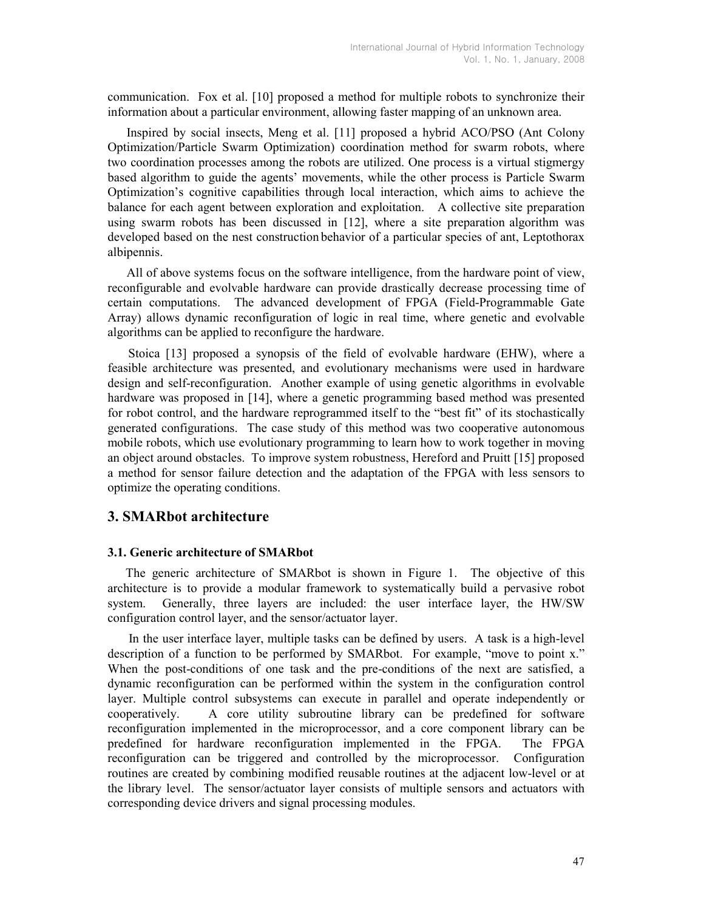communication. Fox et al. [10] proposed a method for multiple robots to synchronize their information about a particular environment, allowing faster mapping of an unknown area.

Inspired by social insects, Meng et al. [11] proposed a hybrid ACO/PSO (Ant Colony Optimization/Particle Swarm Optimization) coordination method for swarm robots, where two coordination processes among the robots are utilized. One process is a virtual stigmergy based algorithm to guide the agents' movements, while the other process is Particle Swarm Optimization's cognitive capabilities through local interaction, which aims to achieve the balance for each agent between exploration and exploitation. A collective site preparation using swarm robots has been discussed in [12], where a site preparation algorithm was developed based on the nest construction behavior of a particular species of ant, Leptothorax albipennis.

All of above systems focus on the software intelligence, from the hardware point of view, reconfigurable and evolvable hardware can provide drastically decrease processing time of certain computations. The advanced development of FPGA (Field-Programmable Gate Array) allows dynamic reconfiguration of logic in real time, where genetic and evolvable algorithms can be applied to reconfigure the hardware.

Stoica [13] proposed a synopsis of the field of evolvable hardware (EHW), where a feasible architecture was presented, and evolutionary mechanisms were used in hardware design and self-reconfiguration. Another example of using genetic algorithms in evolvable hardware was proposed in [14], where a genetic programming based method was presented for robot control, and the hardware reprogrammed itself to the "best fit" of its stochastically generated configurations. The case study of this method was two cooperative autonomous mobile robots, which use evolutionary programming to learn how to work together in moving an object around obstacles. To improve system robustness, Hereford and Pruitt [15] proposed a method for sensor failure detection and the adaptation of the FPGA with less sensors to optimize the operating conditions.

## 3. SMARbot architecture

### 3.1. Generic architecture of SMARbot

The generic architecture of SMARbot is shown in Figure 1. The objective of this architecture is to provide a modular framework to systematically build a pervasive robot system. Generally, three layers are included: the user interface layer, the HW/SW configuration control layer, and the sensor/actuator layer.

In the user interface layer, multiple tasks can be defined by users. A task is a high-level description of a function to be performed by SMARbot. For example, "move to point x." When the post-conditions of one task and the pre-conditions of the next are satisfied, a dynamic reconfiguration can be performed within the system in the configuration control layer. Multiple control subsystems can execute in parallel and operate independently or cooperatively. A core utility subroutine library can be predefined for software reconfiguration implemented in the microprocessor, and a core component library can be predefined for hardware reconfiguration implemented in the FPGA. The FPGA reconfiguration can be triggered and controlled by the microprocessor. Configuration routines are created by combining modified reusable routines at the adjacent low-level or at the library level. The sensor/actuator layer consists of multiple sensors and actuators with corresponding device drivers and signal processing modules.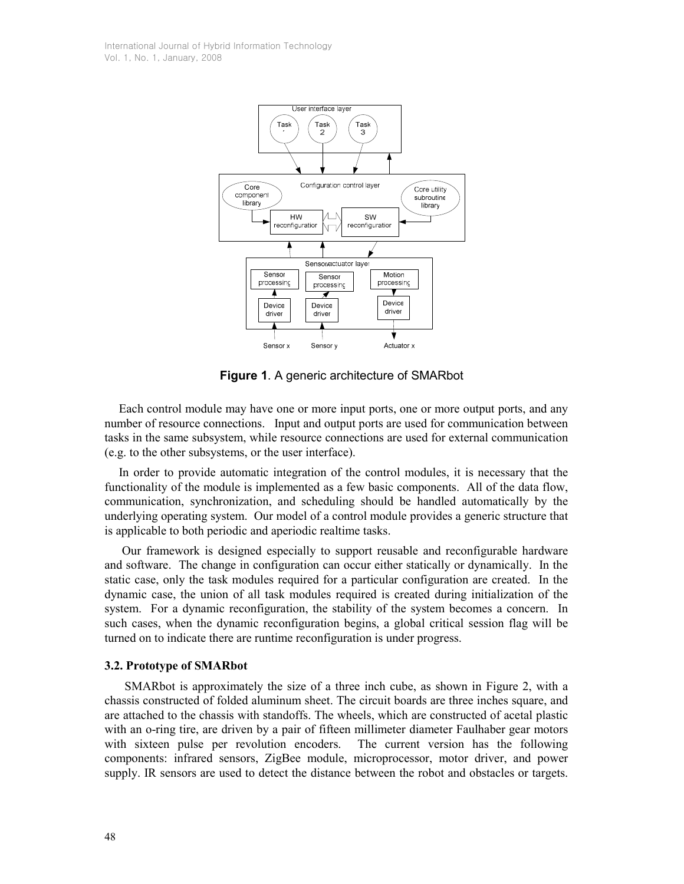**Figure 1**. A generic architecture of SMARbot

Each control module may have one or more input ports, one or more output ports, and any number of resource connections. Input and output ports are used for communication between tasks in the same subsystem, while resource connections are used for external communication (e.g. to the other subsystems, or the user interface).

In order to provide automatic integration of the control modules, it is necessary that the functionality of the module is implemented as a few basic components. All of the data flow, communication, synchronization, and scheduling should be handled automatically by the underlying operating system. Our model of a control module provides a generic structure that is applicable to both periodic and aperiodic realtime tasks.

Our framework is designed especially to support reusable and reconfigurable hardware and software. The change in configuration can occur either statically or dynamically. In the static case, only the task modules required for a particular configuration are created. In the dynamic case, the union of all task modules required is created during initialization of the system. For a dynamic reconfiguration, the stability of the system becomes a concern. In such cases, when the dynamic reconfiguration begins, a global critical session flag will be turned on to indicate there are runtime reconfiguration is under progress.

### 3.2. Prototype of SMARbot

SMARbot is approximately the size of a three inch cube, as shown in Figure 2, with a chassis constructed of folded aluminum sheet. The circuit boards are three inches square, and are attached to the chassis with standoffs. The wheels, which are constructed of acetal plastic with an o-ring tire, are driven by a pair of fifteen millimeter diameter Faulhaber gear motors with sixteen pulse per revolution encoders. The current version has the following components: infrared sensors, ZigBee module, microprocessor, motor driver, and power supply. IR sensors are used to detect the distance between the robot and obstacles or targets.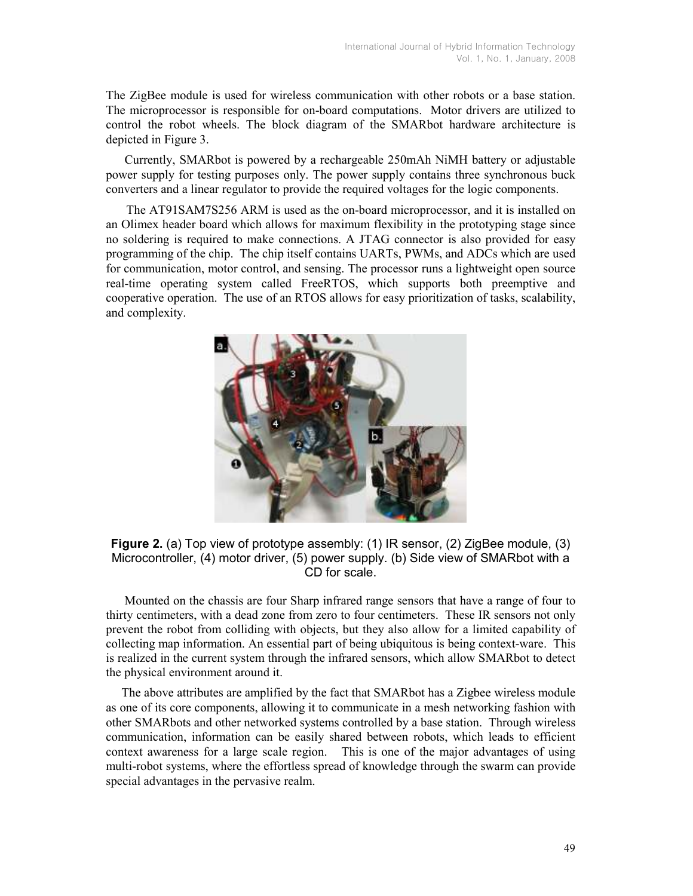The ZigBee module is used for wireless communication with other robots or a base station. The microprocessor is responsible for on-board computations. Motor drivers are utilized to control the robot wheels. The block diagram of the SMARbot hardware architecture is depicted in Figure 3.

Currently, SMARbot is powered by a rechargeable 250mAh NiMH battery or adjustable power supply for testing purposes only. The power supply contains three synchronous buck converters and a linear regulator to provide the required voltages for the logic components.

The AT91SAM7S256 ARM is used as the on-board microprocessor, and it is installed on an Olimex header board which allows for maximum flexibility in the prototyping stage since no soldering is required to make connections. A JTAG connector is also provided for easy programming of the chip. The chip itself contains UARTs, PWMs, and ADCs which are used for communication, motor control, and sensing. The processor runs a lightweight open source real-time operating system called FreeRTOS, which supports both preemptive and cooperative operation. The use of an RTOS allows for easy prioritization of tasks, scalability, and complexity.

**Figure 2.** (a) Top view of prototype assembly: (1) IR sensor, (2) ZigBee module, (3) Microcontroller, (4) motor driver, (5) power supply. (b) Side view of SMARbot with a CD for scale.

Mounted on the chassis are four Sharp infrared range sensors that have a range of four to thirty centimeters, with a dead zone from zero to four centimeters. These IR sensors not only prevent the robot from colliding with objects, but they also allow for a limited capability of collecting map information. An essential part of being ubiquitous is being context-ware. This is realized in the current system through the infrared sensors, which allow SMARbot to detect the physical environment around it.

The above attributes are amplified by the fact that SMARbot has a Zigbee wireless module as one of its core components, allowing it to communicate in a mesh networking fashion with other SMARbots and other networked systems controlled by a base station. Through wireless communication, information can be easily shared between robots, which leads to efficient context awareness for a large scale region. This is one of the major advantages of using multi-robot systems, where the effortless spread of knowledge through the swarm can provide special advantages in the pervasive realm.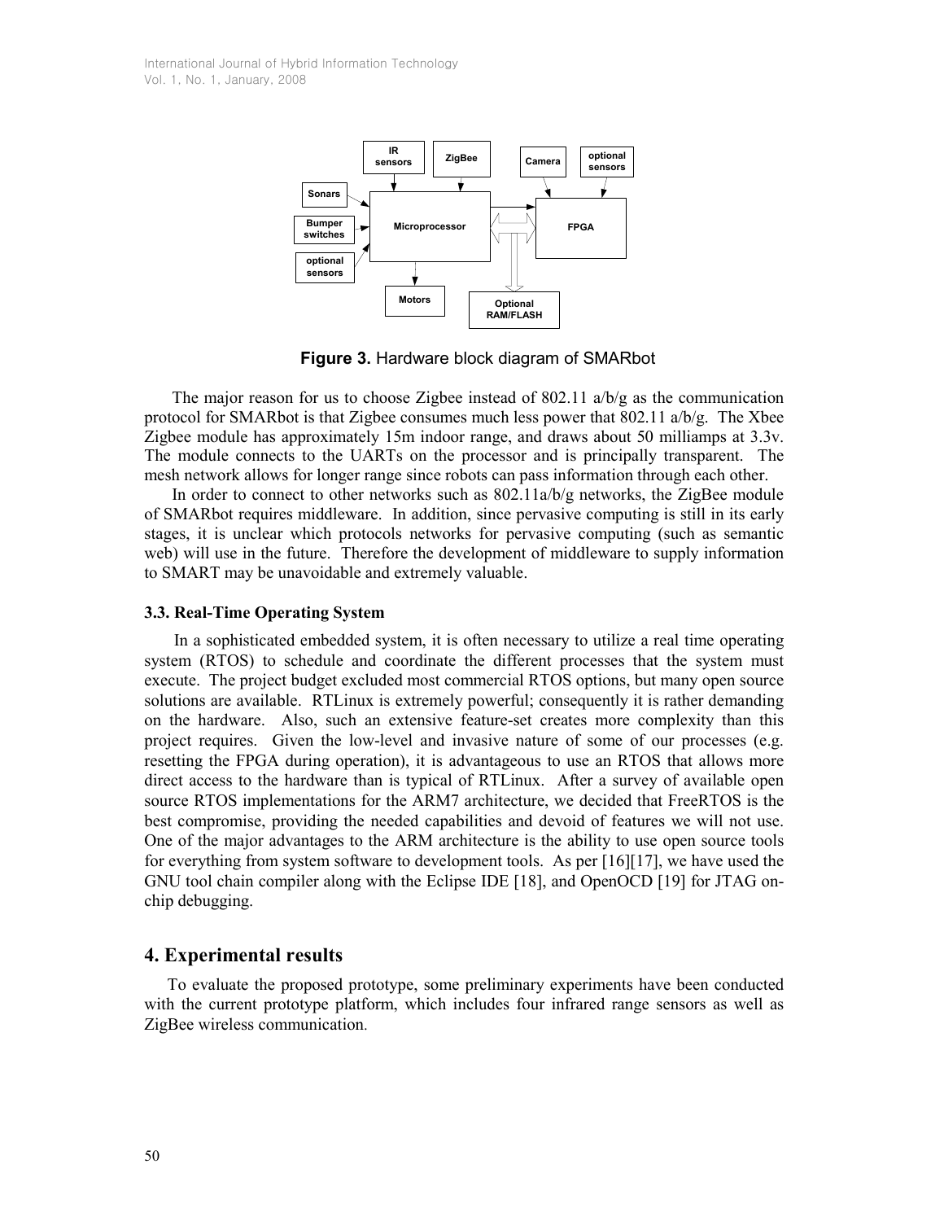**Figure 3.** Hardware block diagram of SMARbot

The major reason for us to choose Zigbee instead of 802.11 a/b/g as the communication protocol for SMARbot is that Zigbee consumes much less power that 802.11 a/b/g. The Xbee Zigbee module has approximately 15m indoor range, and draws about 50 milliamps at 3.3v. The module connects to the UARTs on the processor and is principally transparent. The mesh network allows for longer range since robots can pass information through each other.

In order to connect to other networks such as 802.11a/b/g networks, the ZigBee module of SMARbot requires middleware. In addition, since pervasive computing is still in its early stages, it is unclear which protocols networks for pervasive computing (such as semantic web) will use in the future. Therefore the development of middleware to supply information to SMART may be unavoidable and extremely valuable.

### 3.3. Real-Time Operating System

In a sophisticated embedded system, it is often necessary to utilize a real time operating system (RTOS) to schedule and coordinate the different processes that the system must execute. The project budget excluded most commercial RTOS options, but many open source solutions are available. RTLinux is extremely powerful; consequently it is rather demanding on the hardware. Also, such an extensive feature-set creates more complexity than this project requires. Given the low-level and invasive nature of some of our processes (e.g. resetting the FPGA during operation), it is advantageous to use an RTOS that allows more direct access to the hardware than is typical of RTLinux. After a survey of available open source RTOS implementations for the ARM7 architecture, we decided that FreeRTOS is the best compromise, providing the needed capabilities and devoid of features we will not use. One of the major advantages to the ARM architecture is the ability to use open source tools for everything from system software to development tools. As per [16][17], we have used the GNU tool chain compiler along with the Eclipse IDE [18], and OpenOCD [19] for JTAG on-chip debugging.

## 4. Experimental results

To evaluate the proposed prototype, some preliminary experiments have been conducted with the current prototype platform, which includes four infrared range sensors as well as ZigBee wireless communication.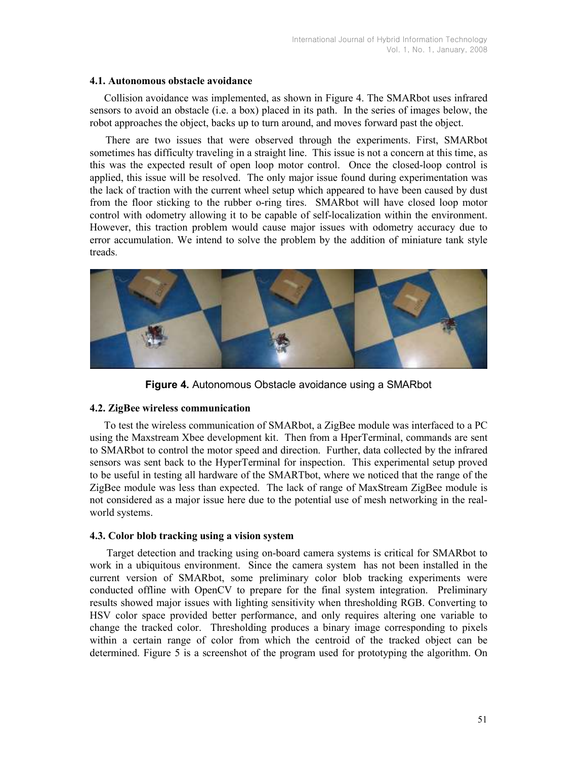### 4.1. Autonomous obstacle avoidance

Collision avoidance was implemented, as shown in Figure 4. The SMARbot uses infrared sensors to avoid an obstacle (i.e. a box) placed in its path. In the series of images below, the robot approaches the object, backs up to turn around, and moves forward past the object.

There are two issues that were observed through the experiments. First, SMARbot sometimes has difficulty traveling in a straight line. This issue is not a concern at this time, as this was the expected result of open loop motor control. Once the closed-loop control is applied, this issue will be resolved. The only major issue found during experimentation was the lack of traction with the current wheel setup which appeared to have been caused by dust from the floor sticking to the rubber o-ring tires. SMARbot will have closed loop motor control with odometry allowing it to be capable of self-localization within the environment. However, this traction problem would cause major issues with odometry accuracy due to error accumulation. We intend to solve the problem by the addition of miniature tank style treads.

**Figure 4.** Autonomous Obstacle avoidance using a SMARbot

### 4.2. ZigBee wireless communication

To test the wireless communication of SMARbot, a ZigBee module was interfaced to a PC using the Maxstream Xbee development kit. Then from a HperTerminal, commands are sent to SMARbot to control the motor speed and direction. Further, data collected by the infrared sensors was sent back to the HyperTerminal for inspection. This experimental setup proved to be useful in testing all hardware of the SMARTbot, where we noticed that the range of the ZigBee module was less than expected. The lack of range of MaxStream ZigBee module is not considered as a major issue here due to the potential use of mesh networking in the real-world systems.

### 4.3. Color blob tracking using a vision system

Target detection and tracking using on-board camera systems is critical for SMARbot to work in a ubiquitous environment. Since the camera system has not been installed in the current version of SMARbot, some preliminary color blob tracking experiments were conducted offline with OpenCV to prepare for the final system integration. Preliminary results showed major issues with lighting sensitivity when thresholding RGB. Converting to HSV color space provided better performance, and only requires altering one variable to change the tracked color. Thresholding produces a binary image corresponding to pixels within a certain range of color from which the centroid of the tracked object can be determined. Figure 5 is a screenshot of the program used for prototyping the algorithm. On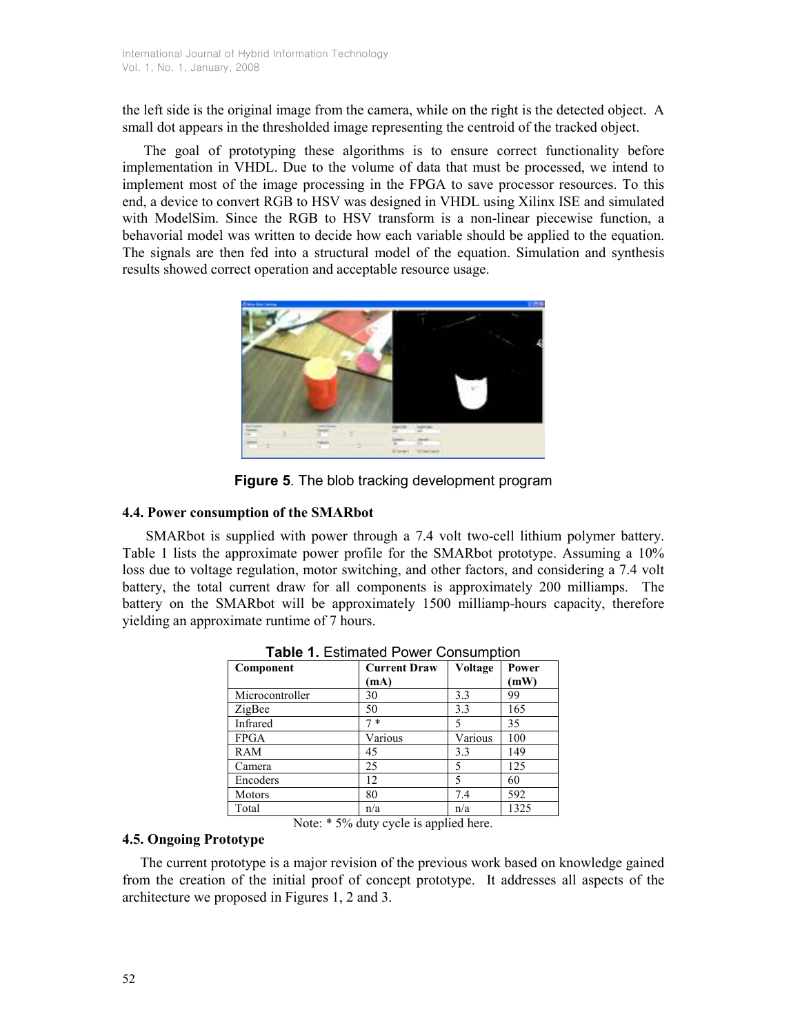the left side is the original image from the camera, while on the right is the detected object. A small dot appears in the thresholded image representing the centroid of the tracked object.

The goal of prototyping these algorithms is to ensure correct functionality before implementation in VHDL. Due to the volume of data that must be processed, we intend to implement most of the image processing in the FPGA to save processor resources. To this end, a device to convert RGB to HSV was designed in VHDL using Xilinx ISE and simulated with ModelSim. Since the RGB to HSV transform is a non-linear piecewise function, a behavorial model was written to decide how each variable should be applied to the equation. The signals are then fed into a structural model of the equation. Simulation and synthesis results showed correct operation and acceptable resource usage.

**Figure 5**. The blob tracking development program

### 4.4. Power consumption of the SMARbot

SMARbot is supplied with power through a 7.4 volt two-cell lithium polymer battery. Table 1 lists the approximate power profile for the SMARbot prototype. Assuming a 10% loss due to voltage regulation, motor switching, and other factors, and considering a 7.4 volt battery, the total current draw for all components is approximately 200 milliamps. The battery on the SMARbot will be approximately 1500 milliamp-hours capacity, therefore yielding an approximate runtime of 7 hours.

**Table 1.** Estimated Power Consumption

| Component | Current Draw (mA) | Voltage | Power (mW) |
|---|---|---|---|
| Microcontroller | 30 | 3.3 | 99 |
| ZigBee | 50 | 3.3 | 165 |
| Infrared | 7 * | 5 | 35 |
| FPGA | Various | Various | 100 |
| RAM | 45 | 3.3 | 149 |
| Camera | 25 | 5 | 125 |
| Encoders | 12 | 5 | 60 |
| Motors | 80 | 7.4 | 592 |
| Total | n/a | n/a | 1325 |

Note: * 5% duty cycle is applied here.

### 4.5. Ongoing Prototype

The current prototype is a major revision of the previous work based on knowledge gained from the creation of the initial proof of concept prototype. It addresses all aspects of the architecture we proposed in Figures 1, 2 and 3.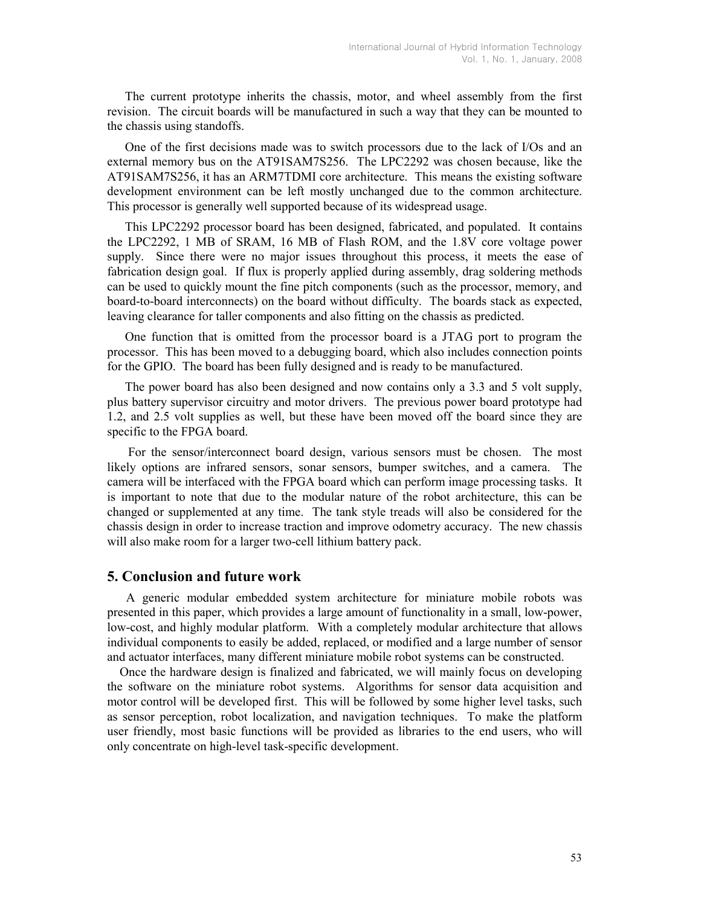The current prototype inherits the chassis, motor, and wheel assembly from the first revision. The circuit boards will be manufactured in such a way that they can be mounted to the chassis using standoffs.

One of the first decisions made was to switch processors due to the lack of I/Os and an external memory bus on the AT91SAM7S256. The LPC2292 was chosen because, like the AT91SAM7S256, it has an ARM7TDMI core architecture. This means the existing software development environment can be left mostly unchanged due to the common architecture. This processor is generally well supported because of its widespread usage.

This LPC2292 processor board has been designed, fabricated, and populated. It contains the LPC2292, 1 MB of SRAM, 16 MB of Flash ROM, and the 1.8V core voltage power supply. Since there were no major issues throughout this process, it meets the ease of fabrication design goal. If flux is properly applied during assembly, drag soldering methods can be used to quickly mount the fine pitch components (such as the processor, memory, and board-to-board interconnects) on the board without difficulty. The boards stack as expected, leaving clearance for taller components and also fitting on the chassis as predicted.

One function that is omitted from the processor board is a JTAG port to program the processor. This has been moved to a debugging board, which also includes connection points for the GPIO. The board has been fully designed and is ready to be manufactured.

The power board has also been designed and now contains only a 3.3 and 5 volt supply, plus battery supervisor circuitry and motor drivers. The previous power board prototype had 1.2, and 2.5 volt supplies as well, but these have been moved off the board since they are specific to the FPGA board.

For the sensor/interconnect board design, various sensors must be chosen. The most likely options are infrared sensors, sonar sensors, bumper switches, and a camera. The camera will be interfaced with the FPGA board which can perform image processing tasks. It is important to note that due to the modular nature of the robot architecture, this can be changed or supplemented at any time. The tank style treads will also be considered for the chassis design in order to increase traction and improve odometry accuracy. The new chassis will also make room for a larger two-cell lithium battery pack.

## 5. Conclusion and future work

A generic modular embedded system architecture for miniature mobile robots was presented in this paper, which provides a large amount of functionality in a small, low-power, low-cost, and highly modular platform. With a completely modular architecture that allows individual components to easily be added, replaced, or modified and a large number of sensor and actuator interfaces, many different miniature mobile robot systems can be constructed.

Once the hardware design is finalized and fabricated, we will mainly focus on developing the software on the miniature robot systems. Algorithms for sensor data acquisition and motor control will be developed first. This will be followed by some higher level tasks, such as sensor perception, robot localization, and navigation techniques. To make the platform user friendly, most basic functions will be provided as libraries to the end users, who will only concentrate on high-level task-specific development.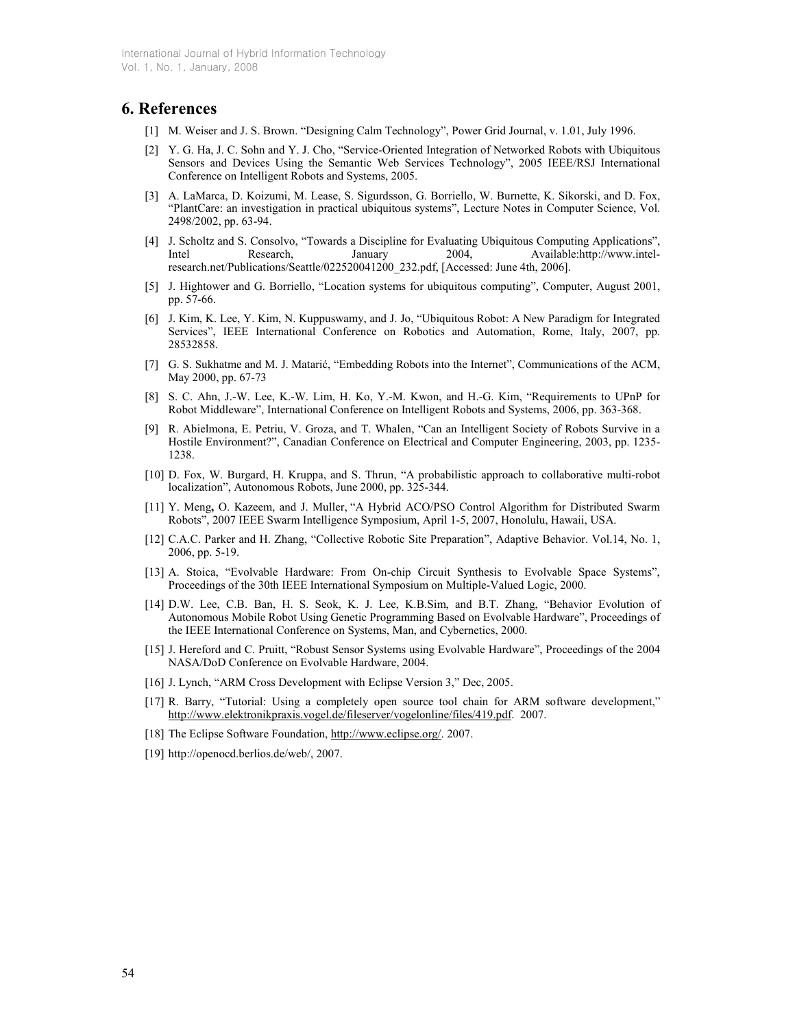## 6. References

[1] M. Weiser and J. S. Brown. "Designing Calm Technology", Power Grid Journal, v. 1.01, July 1996.

[2] Y. G. Ha, J. C. Sohn and Y. J. Cho, "Service-Oriented Integration of Networked Robots with Ubiquitous Sensors and Devices Using the Semantic Web Services Technology", 2005 IEEE/RSJ International Conference on Intelligent Robots and Systems, 2005.

[3] A. LaMarca, D. Koizumi, M. Lease, S. Sigurdsson, G. Borriello, W. Burnette, K. Sikorski, and D. Fox, "PlantCare: an investigation in practical ubiquitous systems", Lecture Notes in Computer Science, Vol. 2498/2002, pp. 63-94.

[4] J. Scholtz and S. Consolvo, "Towards a Discipline for Evaluating Ubiquitous Computing Applications", Intel Research, January 2004, Available:http://www.intel-research.net/Publications/Seattle/022520041200_232.pdf, [Accessed: June 4th, 2006].

[5] J. Hightower and G. Borriello, "Location systems for ubiquitous computing", Computer, August 2001, pp. 57-66.

[6] J. Kim, K. Lee, Y. Kim, N. Kuppuswamy, and J. Jo, "Ubiquitous Robot: A New Paradigm for Integrated Services", IEEE International Conference on Robotics and Automation, Rome, Italy, 2007, pp. 28532858.

[7] G. S. Sukhatme and M. J. Matarić, "Embedding Robots into the Internet", Communications of the ACM, May 2000, pp. 67-73

[8] S. C. Ahn, J.-W. Lee, K.-W. Lim, H. Ko, Y.-M. Kwon, and H.-G. Kim, "Requirements to UPnP for Robot Middleware", International Conference on Intelligent Robots and Systems, 2006, pp. 363-368.

[9] R. Abielmona, E. Petriu, V. Groza, and T. Whalen, "Can an Intelligent Society of Robots Survive in a Hostile Environment?", Canadian Conference on Electrical and Computer Engineering, 2003, pp. 1235-1238.

[10] D. Fox, W. Burgard, H. Kruppa, and S. Thrun, "A probabilistic approach to collaborative multi-robot localization", Autonomous Robots, June 2000, pp. 325-344.

[11] Y. Meng, O. Kazeem, and J. Muller, "A Hybrid ACO/PSO Control Algorithm for Distributed Swarm Robots", 2007 IEEE Swarm Intelligence Symposium, April 1-5, 2007, Honolulu, Hawaii, USA.

[12] C.A.C. Parker and H. Zhang, "Collective Robotic Site Preparation", Adaptive Behavior. Vol.14, No. 1, 2006, pp. 5-19.

[13] A. Stoica, "Evolvable Hardware: From On-chip Circuit Synthesis to Evolvable Space Systems", Proceedings of the 30th IEEE International Symposium on Multiple-Valued Logic, 2000.

[14] D.W. Lee, C.B. Ban, H. S. Seok, K. J. Lee, K.B.Sim, and B.T. Zhang, "Behavior Evolution of Autonomous Mobile Robot Using Genetic Programming Based on Evolvable Hardware", Proceedings of the IEEE International Conference on Systems, Man, and Cybernetics, 2000.

[15] J. Hereford and C. Pruitt, "Robust Sensor Systems using Evolvable Hardware", Proceedings of the 2004 NASA/DoD Conference on Evolvable Hardware, 2004.

[16] J. Lynch, "ARM Cross Development with Eclipse Version 3," Dec, 2005.

[17] R. Barry, "Tutorial: Using a completely open source tool chain for ARM software development," http://www.elektronikpraxis.vogel.de/fileserver/vogelonline/files/419.pdf. 2007.

[18] The Eclipse Software Foundation, http://www.eclipse.org/. 2007.

[19] http://openocd.berlios.de/web/, 2007.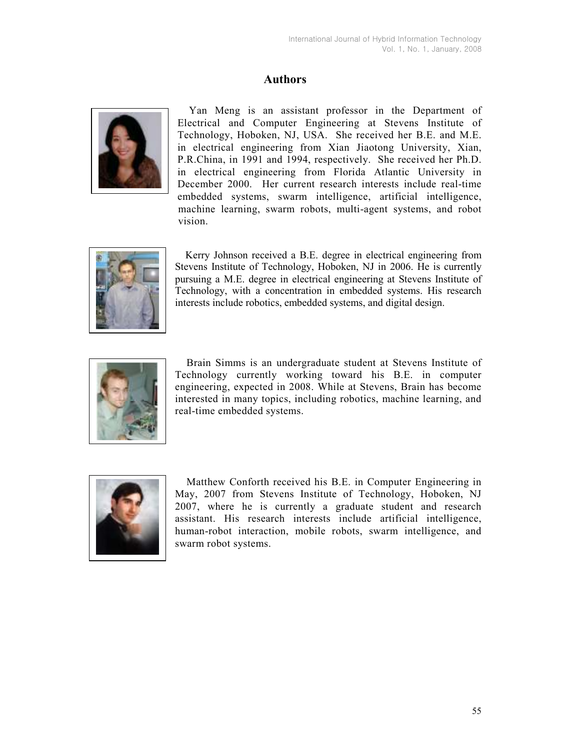# Authors

Yan Meng is an assistant professor in the Department of Electrical and Computer Engineering at Stevens Institute of Technology, Hoboken, NJ, USA. She received her B.E. and M.E. in electrical engineering from Xian Jiaotong University, Xian, P.R.China, in 1991 and 1994, respectively. She received her Ph.D. in electrical engineering from Florida Atlantic University in December 2000. Her current research interests include real-time embedded systems, swarm intelligence, artificial intelligence, machine learning, swarm robots, multi-agent systems, and robot vision.

Kerry Johnson received a B.E. degree in electrical engineering from Stevens Institute of Technology, Hoboken, NJ in 2006. He is currently pursuing a M.E. degree in electrical engineering at Stevens Institute of Technology, with a concentration in embedded systems. His research interests include robotics, embedded systems, and digital design.

Brain Simms is an undergraduate student at Stevens Institute of Technology currently working toward his B.E. in computer engineering, expected in 2008. While at Stevens, Brain has become interested in many topics, including robotics, machine learning, and real-time embedded systems.

Matthew Conforth received his B.E. in Computer Engineering in May, 2007 from Stevens Institute of Technology, Hoboken, NJ 2007, where he is currently a graduate student and research assistant. His research interests include artificial intelligence, human-robot interaction, mobile robots, swarm intelligence, and swarm robot systems.